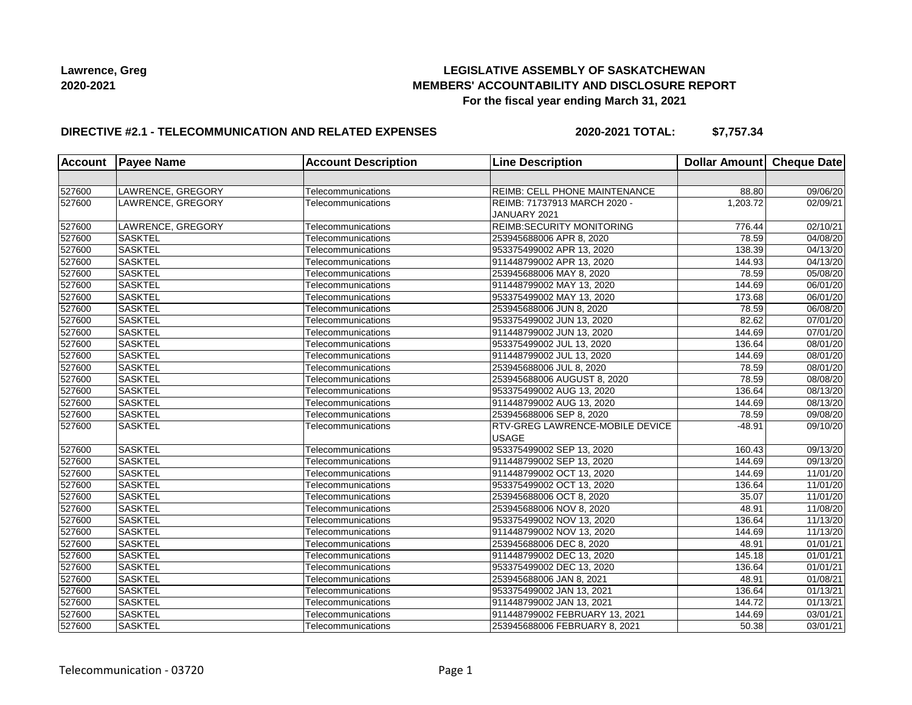**Lawrence, Greg**
**2020-2021**

# LEGISLATIVE ASSEMBLY OF SASKATCHEWAN
## MEMBERS' ACCOUNTABILITY AND DISCLOSURE REPORT
### For the fiscal year ending March 31, 2021

**DIRECTIVE #2.1 - TELECOMMUNICATION AND RELATED EXPENSES** **2020-2021 TOTAL: $7,757.34**

| Account | Payee Name | Account Description | Line Description | Dollar Amount | Cheque Date |
|---|---|---|---|---|---|
| | | | | | |
| 527600 | LAWRENCE, GREGORY | Telecommunications | REIMB: CELL PHONE MAINTENANCE | 88.80 | 09/06/20 |
| 527600 | LAWRENCE, GREGORY | Telecommunications | REIMB: 71737913 MARCH 2020 - JANUARY 2021 | 1,203.72 | 02/09/21 |
| 527600 | LAWRENCE, GREGORY | Telecommunications | REIMB:SECURITY MONITORING | 776.44 | 02/10/21 |
| 527600 | SASKTEL | Telecommunications | 253945688006 APR 8, 2020 | 78.59 | 04/08/20 |
| 527600 | SASKTEL | Telecommunications | 953375499002 APR 13, 2020 | 138.39 | 04/13/20 |
| 527600 | SASKTEL | Telecommunications | 911448799002 APR 13, 2020 | 144.93 | 04/13/20 |
| 527600 | SASKTEL | Telecommunications | 253945688006 MAY 8, 2020 | 78.59 | 05/08/20 |
| 527600 | SASKTEL | Telecommunications | 911448799002 MAY 13, 2020 | 144.69 | 06/01/20 |
| 527600 | SASKTEL | Telecommunications | 953375499002 MAY 13, 2020 | 173.68 | 06/01/20 |
| 527600 | SASKTEL | Telecommunications | 253945688006 JUN 8, 2020 | 78.59 | 06/08/20 |
| 527600 | SASKTEL | Telecommunications | 953375499002 JUN 13, 2020 | 82.62 | 07/01/20 |
| 527600 | SASKTEL | Telecommunications | 911448799002 JUN 13, 2020 | 144.69 | 07/01/20 |
| 527600 | SASKTEL | Telecommunications | 953375499002 JUL 13, 2020 | 136.64 | 08/01/20 |
| 527600 | SASKTEL | Telecommunications | 911448799002 JUL 13, 2020 | 144.69 | 08/01/20 |
| 527600 | SASKTEL | Telecommunications | 253945688006 JUL 8, 2020 | 78.59 | 08/01/20 |
| 527600 | SASKTEL | Telecommunications | 253945688006 AUGUST 8, 2020 | 78.59 | 08/08/20 |
| 527600 | SASKTEL | Telecommunications | 953375499002 AUG 13, 2020 | 136.64 | 08/13/20 |
| 527600 | SASKTEL | Telecommunications | 911448799002 AUG 13, 2020 | 144.69 | 08/13/20 |
| 527600 | SASKTEL | Telecommunications | 253945688006 SEP 8, 2020 | 78.59 | 09/08/20 |
| 527600 | SASKTEL | Telecommunications | RTV-GREG LAWRENCE-MOBILE DEVICE USAGE | -48.91 | 09/10/20 |
| 527600 | SASKTEL | Telecommunications | 953375499002 SEP 13, 2020 | 160.43 | 09/13/20 |
| 527600 | SASKTEL | Telecommunications | 911448799002 SEP 13, 2020 | 144.69 | 09/13/20 |
| 527600 | SASKTEL | Telecommunications | 911448799002 OCT 13, 2020 | 144.69 | 11/01/20 |
| 527600 | SASKTEL | Telecommunications | 953375499002 OCT 13, 2020 | 136.64 | 11/01/20 |
| 527600 | SASKTEL | Telecommunications | 253945688006 OCT 8, 2020 | 35.07 | 11/01/20 |
| 527600 | SASKTEL | Telecommunications | 253945688006 NOV 8, 2020 | 48.91 | 11/08/20 |
| 527600 | SASKTEL | Telecommunications | 953375499002 NOV 13, 2020 | 136.64 | 11/13/20 |
| 527600 | SASKTEL | Telecommunications | 911448799002 NOV 13, 2020 | 144.69 | 11/13/20 |
| 527600 | SASKTEL | Telecommunications | 253945688006 DEC 8, 2020 | 48.91 | 01/01/21 |
| 527600 | SASKTEL | Telecommunications | 911448799002 DEC 13, 2020 | 145.18 | 01/01/21 |
| 527600 | SASKTEL | Telecommunications | 953375499002 DEC 13, 2020 | 136.64 | 01/01/21 |
| 527600 | SASKTEL | Telecommunications | 253945688006 JAN 8, 2021 | 48.91 | 01/08/21 |
| 527600 | SASKTEL | Telecommunications | 953375499002 JAN 13, 2021 | 136.64 | 01/13/21 |
| 527600 | SASKTEL | Telecommunications | 911448799002 JAN 13, 2021 | 144.72 | 01/13/21 |
| 527600 | SASKTEL | Telecommunications | 911448799002 FEBRUARY 13, 2021 | 144.69 | 03/01/21 |
| 527600 | SASKTEL | Telecommunications | 253945688006 FEBRUARY 8, 2021 | 50.38 | 03/01/21 |

Telecommunication - 03720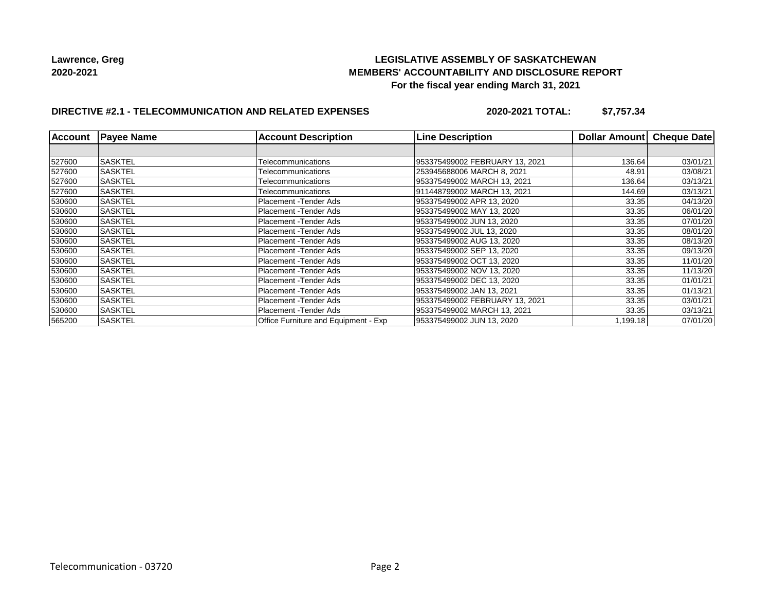**Lawrence, Greg**
**2020-2021**

**LEGISLATIVE ASSEMBLY OF SASKATCHEWAN**
**MEMBERS' ACCOUNTABILITY AND DISCLOSURE REPORT**
**For the fiscal year ending March 31, 2021**

**DIRECTIVE #2.1 - TELECOMMUNICATION AND RELATED EXPENSES** **2020-2021 TOTAL: $7,757.34**

| Account | Payee Name | Account Description | Line Description | Dollar Amount | Cheque Date |
|---|---|---|---|---|---|
| | | | | | |
| 527600 | SASKTEL | Telecommunications | 953375499002 FEBRUARY 13, 2021 | 136.64 | 03/01/21 |
| 527600 | SASKTEL | Telecommunications | 253945688006 MARCH 8, 2021 | 48.91 | 03/08/21 |
| 527600 | SASKTEL | Telecommunications | 953375499002 MARCH 13, 2021 | 136.64 | 03/13/21 |
| 527600 | SASKTEL | Telecommunications | 911448799002 MARCH 13, 2021 | 144.69 | 03/13/21 |
| 530600 | SASKTEL | Placement -Tender Ads | 953375499002 APR 13, 2020 | 33.35 | 04/13/20 |
| 530600 | SASKTEL | Placement -Tender Ads | 953375499002 MAY 13, 2020 | 33.35 | 06/01/20 |
| 530600 | SASKTEL | Placement -Tender Ads | 953375499002 JUN 13, 2020 | 33.35 | 07/01/20 |
| 530600 | SASKTEL | Placement -Tender Ads | 953375499002 JUL 13, 2020 | 33.35 | 08/01/20 |
| 530600 | SASKTEL | Placement -Tender Ads | 953375499002 AUG 13, 2020 | 33.35 | 08/13/20 |
| 530600 | SASKTEL | Placement -Tender Ads | 953375499002 SEP 13, 2020 | 33.35 | 09/13/20 |
| 530600 | SASKTEL | Placement -Tender Ads | 953375499002 OCT 13, 2020 | 33.35 | 11/01/20 |
| 530600 | SASKTEL | Placement -Tender Ads | 953375499002 NOV 13, 2020 | 33.35 | 11/13/20 |
| 530600 | SASKTEL | Placement -Tender Ads | 953375499002 DEC 13, 2020 | 33.35 | 01/01/21 |
| 530600 | SASKTEL | Placement -Tender Ads | 953375499002 JAN 13, 2021 | 33.35 | 01/13/21 |
| 530600 | SASKTEL | Placement -Tender Ads | 953375499002 FEBRUARY 13, 2021 | 33.35 | 03/01/21 |
| 530600 | SASKTEL | Placement -Tender Ads | 953375499002 MARCH 13, 2021 | 33.35 | 03/13/21 |
| 565200 | SASKTEL | Office Furniture and Equipment - Exp | 953375499002 JUN 13, 2020 | 1,199.18 | 07/01/20 |

Telecommunication - 03720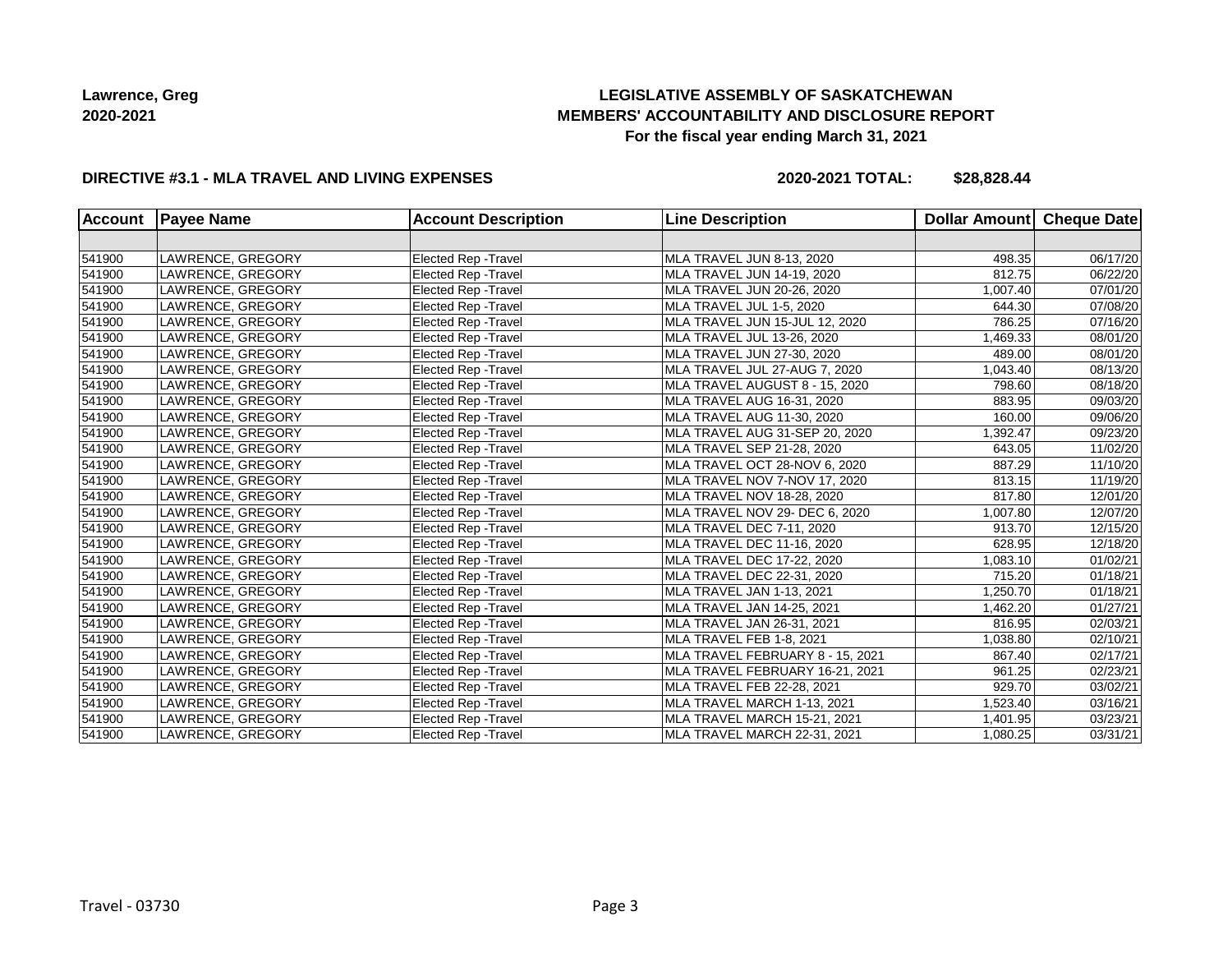**Lawrence, Greg**
**2020-2021**

**LEGISLATIVE ASSEMBLY OF SASKATCHEWAN**
**MEMBERS' ACCOUNTABILITY AND DISCLOSURE REPORT**
**For the fiscal year ending March 31, 2021**

**DIRECTIVE #3.1 - MLA TRAVEL AND LIVING EXPENSES** **2020-2021 TOTAL: $28,828.44**

| Account | Payee Name | Account Description | Line Description | Dollar Amount | Cheque Date |
|---|---|---|---|---|---|
| | | | | | |
| 541900 | LAWRENCE, GREGORY | Elected Rep -Travel | MLA TRAVEL JUN 8-13, 2020 | 498.35 | 06/17/20 |
| 541900 | LAWRENCE, GREGORY | Elected Rep -Travel | MLA TRAVEL JUN 14-19, 2020 | 812.75 | 06/22/20 |
| 541900 | LAWRENCE, GREGORY | Elected Rep -Travel | MLA TRAVEL JUN 20-26, 2020 | 1,007.40 | 07/01/20 |
| 541900 | LAWRENCE, GREGORY | Elected Rep -Travel | MLA TRAVEL JUL 1-5, 2020 | 644.30 | 07/08/20 |
| 541900 | LAWRENCE, GREGORY | Elected Rep -Travel | MLA TRAVEL JUN 15-JUL 12, 2020 | 786.25 | 07/16/20 |
| 541900 | LAWRENCE, GREGORY | Elected Rep -Travel | MLA TRAVEL JUL 13-26, 2020 | 1,469.33 | 08/01/20 |
| 541900 | LAWRENCE, GREGORY | Elected Rep -Travel | MLA TRAVEL JUN 27-30, 2020 | 489.00 | 08/01/20 |
| 541900 | LAWRENCE, GREGORY | Elected Rep -Travel | MLA TRAVEL JUL 27-AUG 7, 2020 | 1,043.40 | 08/13/20 |
| 541900 | LAWRENCE, GREGORY | Elected Rep -Travel | MLA TRAVEL AUGUST 8 - 15, 2020 | 798.60 | 08/18/20 |
| 541900 | LAWRENCE, GREGORY | Elected Rep -Travel | MLA TRAVEL AUG 16-31, 2020 | 883.95 | 09/03/20 |
| 541900 | LAWRENCE, GREGORY | Elected Rep -Travel | MLA TRAVEL AUG 11-30, 2020 | 160.00 | 09/06/20 |
| 541900 | LAWRENCE, GREGORY | Elected Rep -Travel | MLA TRAVEL AUG 31-SEP 20, 2020 | 1,392.47 | 09/23/20 |
| 541900 | LAWRENCE, GREGORY | Elected Rep -Travel | MLA TRAVEL SEP 21-28, 2020 | 643.05 | 11/02/20 |
| 541900 | LAWRENCE, GREGORY | Elected Rep -Travel | MLA TRAVEL OCT 28-NOV 6, 2020 | 887.29 | 11/10/20 |
| 541900 | LAWRENCE, GREGORY | Elected Rep -Travel | MLA TRAVEL NOV 7-NOV 17, 2020 | 813.15 | 11/19/20 |
| 541900 | LAWRENCE, GREGORY | Elected Rep -Travel | MLA TRAVEL NOV 18-28, 2020 | 817.80 | 12/01/20 |
| 541900 | LAWRENCE, GREGORY | Elected Rep -Travel | MLA TRAVEL NOV 29- DEC 6, 2020 | 1,007.80 | 12/07/20 |
| 541900 | LAWRENCE, GREGORY | Elected Rep -Travel | MLA TRAVEL DEC 7-11, 2020 | 913.70 | 12/15/20 |
| 541900 | LAWRENCE, GREGORY | Elected Rep -Travel | MLA TRAVEL DEC 11-16, 2020 | 628.95 | 12/18/20 |
| 541900 | LAWRENCE, GREGORY | Elected Rep -Travel | MLA TRAVEL DEC 17-22, 2020 | 1,083.10 | 01/02/21 |
| 541900 | LAWRENCE, GREGORY | Elected Rep -Travel | MLA TRAVEL DEC 22-31, 2020 | 715.20 | 01/18/21 |
| 541900 | LAWRENCE, GREGORY | Elected Rep -Travel | MLA TRAVEL JAN 1-13, 2021 | 1,250.70 | 01/18/21 |
| 541900 | LAWRENCE, GREGORY | Elected Rep -Travel | MLA TRAVEL JAN 14-25, 2021 | 1,462.20 | 01/27/21 |
| 541900 | LAWRENCE, GREGORY | Elected Rep -Travel | MLA TRAVEL JAN 26-31, 2021 | 816.95 | 02/03/21 |
| 541900 | LAWRENCE, GREGORY | Elected Rep -Travel | MLA TRAVEL FEB 1-8, 2021 | 1,038.80 | 02/10/21 |
| 541900 | LAWRENCE, GREGORY | Elected Rep -Travel | MLA TRAVEL FEBRUARY 8 - 15, 2021 | 867.40 | 02/17/21 |
| 541900 | LAWRENCE, GREGORY | Elected Rep -Travel | MLA TRAVEL FEBRUARY 16-21, 2021 | 961.25 | 02/23/21 |
| 541900 | LAWRENCE, GREGORY | Elected Rep -Travel | MLA TRAVEL FEB 22-28, 2021 | 929.70 | 03/02/21 |
| 541900 | LAWRENCE, GREGORY | Elected Rep -Travel | MLA TRAVEL MARCH 1-13, 2021 | 1,523.40 | 03/16/21 |
| 541900 | LAWRENCE, GREGORY | Elected Rep -Travel | MLA TRAVEL MARCH 15-21, 2021 | 1,401.95 | 03/23/21 |
| 541900 | LAWRENCE, GREGORY | Elected Rep -Travel | MLA TRAVEL MARCH 22-31, 2021 | 1,080.25 | 03/31/21 |

Travel - 03730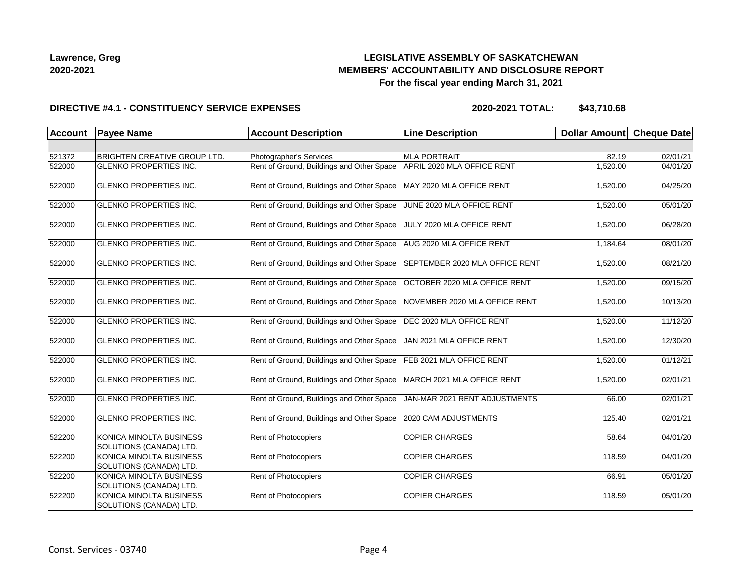**Lawrence, Greg**
**2020-2021**

# LEGISLATIVE ASSEMBLY OF SASKATCHEWAN
## MEMBERS' ACCOUNTABILITY AND DISCLOSURE REPORT
### For the fiscal year ending March 31, 2021

**DIRECTIVE #4.1 - CONSTITUENCY SERVICE EXPENSES** **2020-2021 TOTAL: $43,710.68**

| Account | Payee Name | Account Description | Line Description | Dollar Amount | Cheque Date |
|---|---|---|---|---|---|
| | | | | | |
| 521372 | BRIGHTEN CREATIVE GROUP LTD. | Photographer's Services | MLA PORTRAIT | 82.19 | 02/01/21 |
| 522000 | GLENKO PROPERTIES INC. | Rent of Ground, Buildings and Other Space | APRIL 2020 MLA OFFICE RENT | 1,520.00 | 04/01/20 |
| 522000 | GLENKO PROPERTIES INC. | Rent of Ground, Buildings and Other Space | MAY 2020 MLA OFFICE RENT | 1,520.00 | 04/25/20 |
| 522000 | GLENKO PROPERTIES INC. | Rent of Ground, Buildings and Other Space | JUNE 2020 MLA OFFICE RENT | 1,520.00 | 05/01/20 |
| 522000 | GLENKO PROPERTIES INC. | Rent of Ground, Buildings and Other Space | JULY 2020 MLA OFFICE RENT | 1,520.00 | 06/28/20 |
| 522000 | GLENKO PROPERTIES INC. | Rent of Ground, Buildings and Other Space | AUG 2020 MLA OFFICE RENT | 1,184.64 | 08/01/20 |
| 522000 | GLENKO PROPERTIES INC. | Rent of Ground, Buildings and Other Space | SEPTEMBER 2020 MLA OFFICE RENT | 1,520.00 | 08/21/20 |
| 522000 | GLENKO PROPERTIES INC. | Rent of Ground, Buildings and Other Space | OCTOBER 2020 MLA OFFICE RENT | 1,520.00 | 09/15/20 |
| 522000 | GLENKO PROPERTIES INC. | Rent of Ground, Buildings and Other Space | NOVEMBER 2020 MLA OFFICE RENT | 1,520.00 | 10/13/20 |
| 522000 | GLENKO PROPERTIES INC. | Rent of Ground, Buildings and Other Space | DEC 2020 MLA OFFICE RENT | 1,520.00 | 11/12/20 |
| 522000 | GLENKO PROPERTIES INC. | Rent of Ground, Buildings and Other Space | JAN 2021 MLA OFFICE RENT | 1,520.00 | 12/30/20 |
| 522000 | GLENKO PROPERTIES INC. | Rent of Ground, Buildings and Other Space | FEB 2021 MLA OFFICE RENT | 1,520.00 | 01/12/21 |
| 522000 | GLENKO PROPERTIES INC. | Rent of Ground, Buildings and Other Space | MARCH 2021 MLA OFFICE RENT | 1,520.00 | 02/01/21 |
| 522000 | GLENKO PROPERTIES INC. | Rent of Ground, Buildings and Other Space | JAN-MAR 2021 RENT ADJUSTMENTS | 66.00 | 02/01/21 |
| 522000 | GLENKO PROPERTIES INC. | Rent of Ground, Buildings and Other Space | 2020 CAM ADJUSTMENTS | 125.40 | 02/01/21 |
| 522200 | KONICA MINOLTA BUSINESS SOLUTIONS (CANADA) LTD. | Rent of Photocopiers | COPIER CHARGES | 58.64 | 04/01/20 |
| 522200 | KONICA MINOLTA BUSINESS SOLUTIONS (CANADA) LTD. | Rent of Photocopiers | COPIER CHARGES | 118.59 | 04/01/20 |
| 522200 | KONICA MINOLTA BUSINESS SOLUTIONS (CANADA) LTD. | Rent of Photocopiers | COPIER CHARGES | 66.91 | 05/01/20 |
| 522200 | KONICA MINOLTA BUSINESS SOLUTIONS (CANADA) LTD. | Rent of Photocopiers | COPIER CHARGES | 118.59 | 05/01/20 |

Const. Services - 03740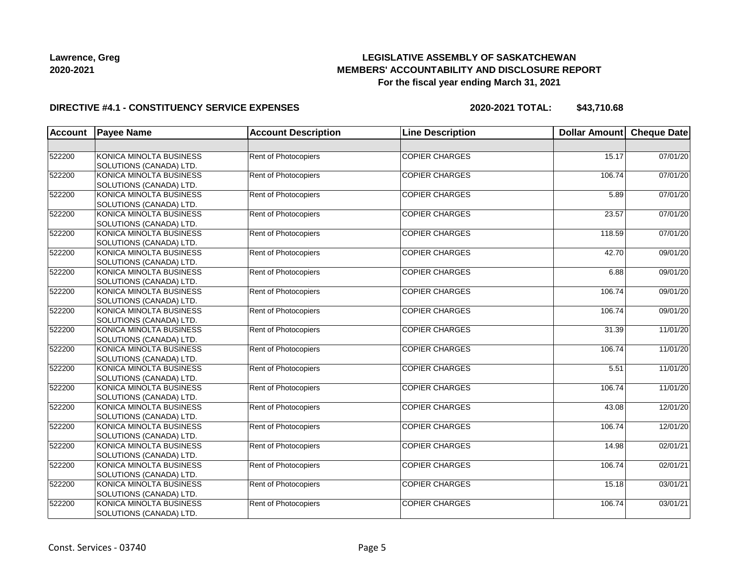**Lawrence, Greg**
**2020-2021**

**LEGISLATIVE ASSEMBLY OF SASKATCHEWAN**
**MEMBERS' ACCOUNTABILITY AND DISCLOSURE REPORT**
**For the fiscal year ending March 31, 2021**

**DIRECTIVE #4.1 - CONSTITUENCY SERVICE EXPENSES** **2020-2021 TOTAL: $43,710.68**

| Account | Payee Name | Account Description | Line Description | Dollar Amount | Cheque Date |
|---|---|---|---|---|---|
| | | | | | |
| 522200 | KONICA MINOLTA BUSINESS SOLUTIONS (CANADA) LTD. | Rent of Photocopiers | COPIER CHARGES | 15.17 | 07/01/20 |
| 522200 | KONICA MINOLTA BUSINESS SOLUTIONS (CANADA) LTD. | Rent of Photocopiers | COPIER CHARGES | 106.74 | 07/01/20 |
| 522200 | KONICA MINOLTA BUSINESS SOLUTIONS (CANADA) LTD. | Rent of Photocopiers | COPIER CHARGES | 5.89 | 07/01/20 |
| 522200 | KONICA MINOLTA BUSINESS SOLUTIONS (CANADA) LTD. | Rent of Photocopiers | COPIER CHARGES | 23.57 | 07/01/20 |
| 522200 | KONICA MINOLTA BUSINESS SOLUTIONS (CANADA) LTD. | Rent of Photocopiers | COPIER CHARGES | 118.59 | 07/01/20 |
| 522200 | KONICA MINOLTA BUSINESS SOLUTIONS (CANADA) LTD. | Rent of Photocopiers | COPIER CHARGES | 42.70 | 09/01/20 |
| 522200 | KONICA MINOLTA BUSINESS SOLUTIONS (CANADA) LTD. | Rent of Photocopiers | COPIER CHARGES | 6.88 | 09/01/20 |
| 522200 | KONICA MINOLTA BUSINESS SOLUTIONS (CANADA) LTD. | Rent of Photocopiers | COPIER CHARGES | 106.74 | 09/01/20 |
| 522200 | KONICA MINOLTA BUSINESS SOLUTIONS (CANADA) LTD. | Rent of Photocopiers | COPIER CHARGES | 106.74 | 09/01/20 |
| 522200 | KONICA MINOLTA BUSINESS SOLUTIONS (CANADA) LTD. | Rent of Photocopiers | COPIER CHARGES | 31.39 | 11/01/20 |
| 522200 | KONICA MINOLTA BUSINESS SOLUTIONS (CANADA) LTD. | Rent of Photocopiers | COPIER CHARGES | 106.74 | 11/01/20 |
| 522200 | KONICA MINOLTA BUSINESS SOLUTIONS (CANADA) LTD. | Rent of Photocopiers | COPIER CHARGES | 5.51 | 11/01/20 |
| 522200 | KONICA MINOLTA BUSINESS SOLUTIONS (CANADA) LTD. | Rent of Photocopiers | COPIER CHARGES | 106.74 | 11/01/20 |
| 522200 | KONICA MINOLTA BUSINESS SOLUTIONS (CANADA) LTD. | Rent of Photocopiers | COPIER CHARGES | 43.08 | 12/01/20 |
| 522200 | KONICA MINOLTA BUSINESS SOLUTIONS (CANADA) LTD. | Rent of Photocopiers | COPIER CHARGES | 106.74 | 12/01/20 |
| 522200 | KONICA MINOLTA BUSINESS SOLUTIONS (CANADA) LTD. | Rent of Photocopiers | COPIER CHARGES | 14.98 | 02/01/21 |
| 522200 | KONICA MINOLTA BUSINESS SOLUTIONS (CANADA) LTD. | Rent of Photocopiers | COPIER CHARGES | 106.74 | 02/01/21 |
| 522200 | KONICA MINOLTA BUSINESS SOLUTIONS (CANADA) LTD. | Rent of Photocopiers | COPIER CHARGES | 15.18 | 03/01/21 |
| 522200 | KONICA MINOLTA BUSINESS SOLUTIONS (CANADA) LTD. | Rent of Photocopiers | COPIER CHARGES | 106.74 | 03/01/21 |

Const. Services - 03740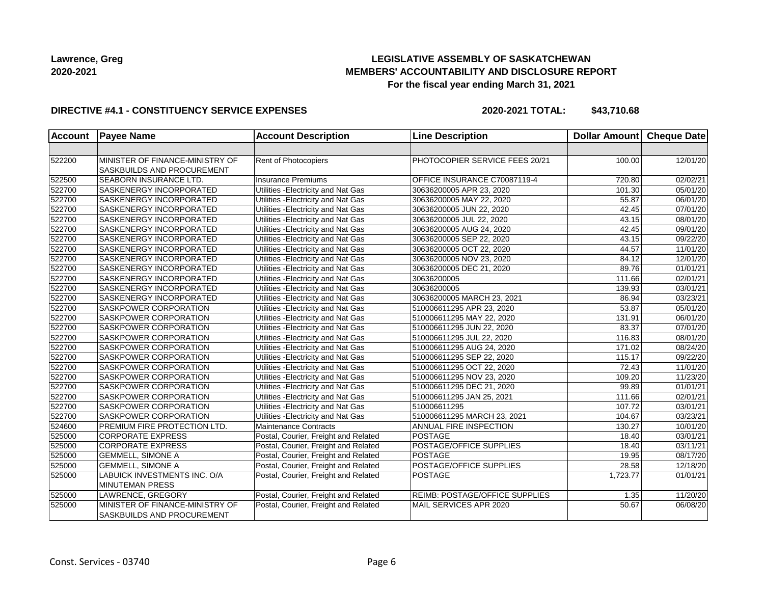**Lawrence, Greg**
**2020-2021**

**LEGISLATIVE ASSEMBLY OF SASKATCHEWAN**
**MEMBERS' ACCOUNTABILITY AND DISCLOSURE REPORT**
**For the fiscal year ending March 31, 2021**

**DIRECTIVE #4.1 - CONSTITUENCY SERVICE EXPENSES** **2020-2021 TOTAL: $43,710.68**

| Account | Payee Name | Account Description | Line Description | Dollar Amount | Cheque Date |
|---|---|---|---|---|---|
| | | | | | |
| 522200 | MINISTER OF FINANCE-MINISTRY OF SASKBUILDS AND PROCUREMENT | Rent of Photocopiers | PHOTOCOPIER SERVICE FEES 20/21 | 100.00 | 12/01/20 |
| 522500 | SEABORN INSURANCE LTD. | Insurance Premiums | OFFICE INSURANCE C70087119-4 | 720.80 | 02/02/21 |
| 522700 | SASKENERGY INCORPORATED | Utilities -Electricity and Nat Gas | 30636200005 APR 23, 2020 | 101.30 | 05/01/20 |
| 522700 | SASKENERGY INCORPORATED | Utilities -Electricity and Nat Gas | 30636200005 MAY 22, 2020 | 55.87 | 06/01/20 |
| 522700 | SASKENERGY INCORPORATED | Utilities -Electricity and Nat Gas | 30636200005 JUN 22, 2020 | 42.45 | 07/01/20 |
| 522700 | SASKENERGY INCORPORATED | Utilities -Electricity and Nat Gas | 30636200005 JUL 22, 2020 | 43.15 | 08/01/20 |
| 522700 | SASKENERGY INCORPORATED | Utilities -Electricity and Nat Gas | 30636200005 AUG 24, 2020 | 42.45 | 09/01/20 |
| 522700 | SASKENERGY INCORPORATED | Utilities -Electricity and Nat Gas | 30636200005 SEP 22, 2020 | 43.15 | 09/22/20 |
| 522700 | SASKENERGY INCORPORATED | Utilities -Electricity and Nat Gas | 30636200005 OCT 22, 2020 | 44.57 | 11/01/20 |
| 522700 | SASKENERGY INCORPORATED | Utilities -Electricity and Nat Gas | 30636200005 NOV 23, 2020 | 84.12 | 12/01/20 |
| 522700 | SASKENERGY INCORPORATED | Utilities -Electricity and Nat Gas | 30636200005 DEC 21, 2020 | 89.76 | 01/01/21 |
| 522700 | SASKENERGY INCORPORATED | Utilities -Electricity and Nat Gas | 30636200005 | 111.66 | 02/01/21 |
| 522700 | SASKENERGY INCORPORATED | Utilities -Electricity and Nat Gas | 30636200005 | 139.93 | 03/01/21 |
| 522700 | SASKENERGY INCORPORATED | Utilities -Electricity and Nat Gas | 30636200005 MARCH 23, 2021 | 86.94 | 03/23/21 |
| 522700 | SASKPOWER CORPORATION | Utilities -Electricity and Nat Gas | 510006611295 APR 23, 2020 | 53.87 | 05/01/20 |
| 522700 | SASKPOWER CORPORATION | Utilities -Electricity and Nat Gas | 510006611295 MAY 22, 2020 | 131.91 | 06/01/20 |
| 522700 | SASKPOWER CORPORATION | Utilities -Electricity and Nat Gas | 510006611295 JUN 22, 2020 | 83.37 | 07/01/20 |
| 522700 | SASKPOWER CORPORATION | Utilities -Electricity and Nat Gas | 510006611295 JUL 22, 2020 | 116.83 | 08/01/20 |
| 522700 | SASKPOWER CORPORATION | Utilities -Electricity and Nat Gas | 510006611295 AUG 24, 2020 | 171.02 | 08/24/20 |
| 522700 | SASKPOWER CORPORATION | Utilities -Electricity and Nat Gas | 510006611295 SEP 22, 2020 | 115.17 | 09/22/20 |
| 522700 | SASKPOWER CORPORATION | Utilities -Electricity and Nat Gas | 510006611295 OCT 22, 2020 | 72.43 | 11/01/20 |
| 522700 | SASKPOWER CORPORATION | Utilities -Electricity and Nat Gas | 510006611295 NOV 23, 2020 | 109.20 | 11/23/20 |
| 522700 | SASKPOWER CORPORATION | Utilities -Electricity and Nat Gas | 510006611295 DEC 21, 2020 | 99.89 | 01/01/21 |
| 522700 | SASKPOWER CORPORATION | Utilities -Electricity and Nat Gas | 510006611295 JAN 25, 2021 | 111.66 | 02/01/21 |
| 522700 | SASKPOWER CORPORATION | Utilities -Electricity and Nat Gas | 510006611295 | 107.72 | 03/01/21 |
| 522700 | SASKPOWER CORPORATION | Utilities -Electricity and Nat Gas | 510006611295 MARCH 23, 2021 | 104.67 | 03/23/21 |
| 524600 | PREMIUM FIRE PROTECTION LTD. | Maintenance Contracts | ANNUAL FIRE INSPECTION | 130.27 | 10/01/20 |
| 525000 | CORPORATE EXPRESS | Postal, Courier, Freight and Related | POSTAGE | 18.40 | 03/01/21 |
| 525000 | CORPORATE EXPRESS | Postal, Courier, Freight and Related | POSTAGE/OFFICE SUPPLIES | 18.40 | 03/11/21 |
| 525000 | GEMMELL, SIMONE A | Postal, Courier, Freight and Related | POSTAGE | 19.95 | 08/17/20 |
| 525000 | GEMMELL, SIMONE A | Postal, Courier, Freight and Related | POSTAGE/OFFICE SUPPLIES | 28.58 | 12/18/20 |
| 525000 | LABUICK INVESTMENTS INC. O/A MINUTEMAN PRESS | Postal, Courier, Freight and Related | POSTAGE | 1,723.77 | 01/01/21 |
| 525000 | LAWRENCE, GREGORY | Postal, Courier, Freight and Related | REIMB: POSTAGE/OFFICE SUPPLIES | 1.35 | 11/20/20 |
| 525000 | MINISTER OF FINANCE-MINISTRY OF SASKBUILDS AND PROCUREMENT | Postal, Courier, Freight and Related | MAIL SERVICES APR 2020 | 50.67 | 06/08/20 |

Const. Services - 03740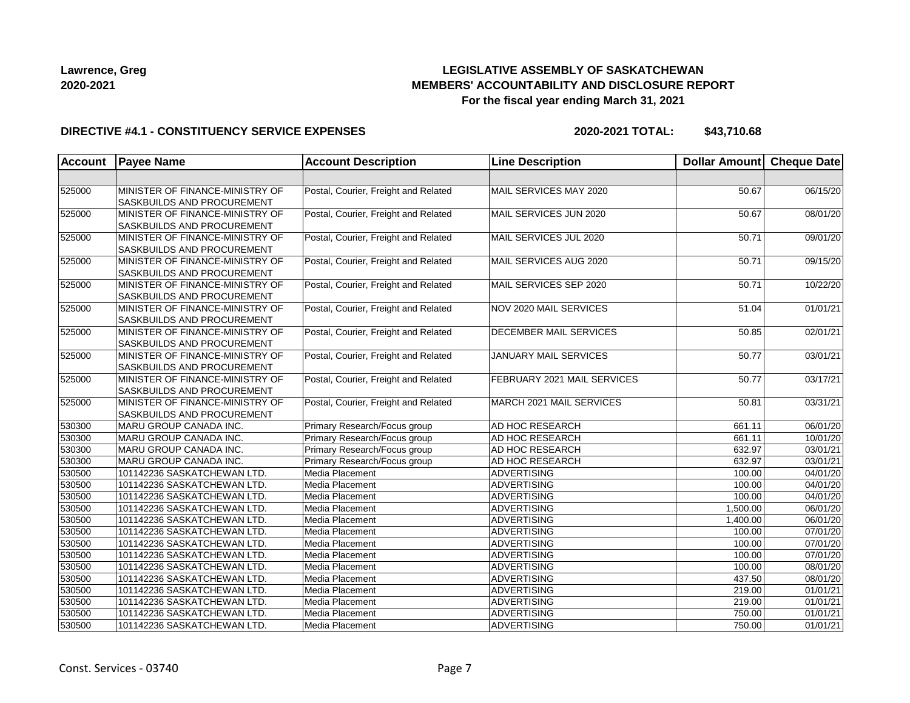**Lawrence, Greg**
**2020-2021**

# LEGISLATIVE ASSEMBLY OF SASKATCHEWAN
## MEMBERS' ACCOUNTABILITY AND DISCLOSURE REPORT
### For the fiscal year ending March 31, 2021

**DIRECTIVE #4.1 - CONSTITUENCY SERVICE EXPENSES** **2020-2021 TOTAL: $43,710.68**

| Account | Payee Name | Account Description | Line Description | Dollar Amount | Cheque Date |
|---|---|---|---|---|---|
| | | | | | |
| 525000 | MINISTER OF FINANCE-MINISTRY OF SASKBUILDS AND PROCUREMENT | Postal, Courier, Freight and Related | MAIL SERVICES MAY 2020 | 50.67 | 06/15/20 |
| 525000 | MINISTER OF FINANCE-MINISTRY OF SASKBUILDS AND PROCUREMENT | Postal, Courier, Freight and Related | MAIL SERVICES JUN 2020 | 50.67 | 08/01/20 |
| 525000 | MINISTER OF FINANCE-MINISTRY OF SASKBUILDS AND PROCUREMENT | Postal, Courier, Freight and Related | MAIL SERVICES JUL 2020 | 50.71 | 09/01/20 |
| 525000 | MINISTER OF FINANCE-MINISTRY OF SASKBUILDS AND PROCUREMENT | Postal, Courier, Freight and Related | MAIL SERVICES AUG 2020 | 50.71 | 09/15/20 |
| 525000 | MINISTER OF FINANCE-MINISTRY OF SASKBUILDS AND PROCUREMENT | Postal, Courier, Freight and Related | MAIL SERVICES SEP 2020 | 50.71 | 10/22/20 |
| 525000 | MINISTER OF FINANCE-MINISTRY OF SASKBUILDS AND PROCUREMENT | Postal, Courier, Freight and Related | NOV 2020 MAIL SERVICES | 51.04 | 01/01/21 |
| 525000 | MINISTER OF FINANCE-MINISTRY OF SASKBUILDS AND PROCUREMENT | Postal, Courier, Freight and Related | DECEMBER MAIL SERVICES | 50.85 | 02/01/21 |
| 525000 | MINISTER OF FINANCE-MINISTRY OF SASKBUILDS AND PROCUREMENT | Postal, Courier, Freight and Related | JANUARY MAIL SERVICES | 50.77 | 03/01/21 |
| 525000 | MINISTER OF FINANCE-MINISTRY OF SASKBUILDS AND PROCUREMENT | Postal, Courier, Freight and Related | FEBRUARY 2021 MAIL SERVICES | 50.77 | 03/17/21 |
| 525000 | MINISTER OF FINANCE-MINISTRY OF SASKBUILDS AND PROCUREMENT | Postal, Courier, Freight and Related | MARCH 2021 MAIL SERVICES | 50.81 | 03/31/21 |
| 530300 | MARU GROUP CANADA INC. | Primary Research/Focus group | AD HOC RESEARCH | 661.11 | 06/01/20 |
| 530300 | MARU GROUP CANADA INC. | Primary Research/Focus group | AD HOC RESEARCH | 661.11 | 10/01/20 |
| 530300 | MARU GROUP CANADA INC. | Primary Research/Focus group | AD HOC RESEARCH | 632.97 | 03/01/21 |
| 530300 | MARU GROUP CANADA INC. | Primary Research/Focus group | AD HOC RESEARCH | 632.97 | 03/01/21 |
| 530500 | 101142236 SASKATCHEWAN LTD. | Media Placement | ADVERTISING | 100.00 | 04/01/20 |
| 530500 | 101142236 SASKATCHEWAN LTD. | Media Placement | ADVERTISING | 100.00 | 04/01/20 |
| 530500 | 101142236 SASKATCHEWAN LTD. | Media Placement | ADVERTISING | 100.00 | 04/01/20 |
| 530500 | 101142236 SASKATCHEWAN LTD. | Media Placement | ADVERTISING | 1,500.00 | 06/01/20 |
| 530500 | 101142236 SASKATCHEWAN LTD. | Media Placement | ADVERTISING | 1,400.00 | 06/01/20 |
| 530500 | 101142236 SASKATCHEWAN LTD. | Media Placement | ADVERTISING | 100.00 | 07/01/20 |
| 530500 | 101142236 SASKATCHEWAN LTD. | Media Placement | ADVERTISING | 100.00 | 07/01/20 |
| 530500 | 101142236 SASKATCHEWAN LTD. | Media Placement | ADVERTISING | 100.00 | 07/01/20 |
| 530500 | 101142236 SASKATCHEWAN LTD. | Media Placement | ADVERTISING | 100.00 | 08/01/20 |
| 530500 | 101142236 SASKATCHEWAN LTD. | Media Placement | ADVERTISING | 437.50 | 08/01/20 |
| 530500 | 101142236 SASKATCHEWAN LTD. | Media Placement | ADVERTISING | 219.00 | 01/01/21 |
| 530500 | 101142236 SASKATCHEWAN LTD. | Media Placement | ADVERTISING | 219.00 | 01/01/21 |
| 530500 | 101142236 SASKATCHEWAN LTD. | Media Placement | ADVERTISING | 750.00 | 01/01/21 |
| 530500 | 101142236 SASKATCHEWAN LTD. | Media Placement | ADVERTISING | 750.00 | 01/01/21 |

Const. Services - 03740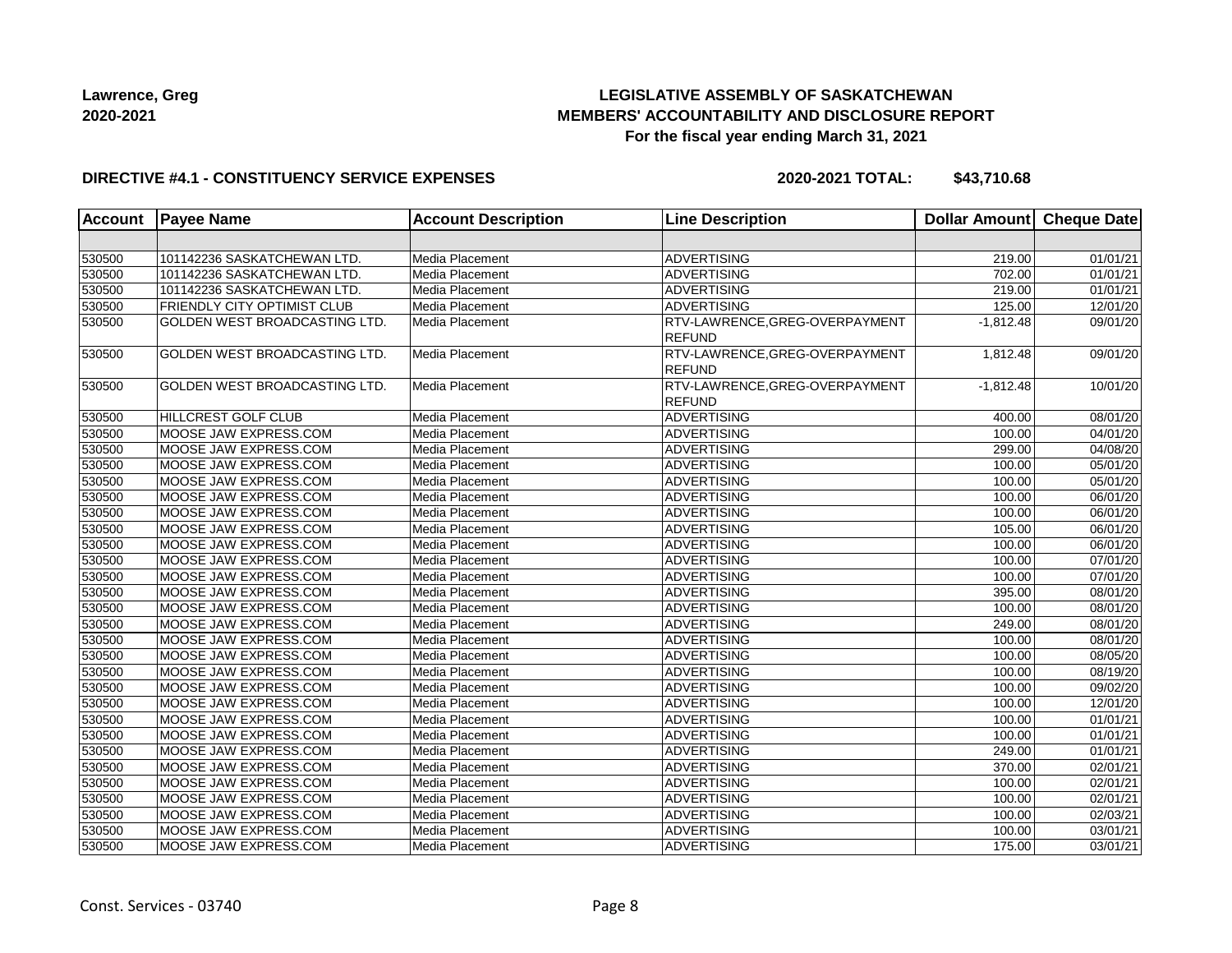**Lawrence, Greg**
**2020-2021**

## LEGISLATIVE ASSEMBLY OF SASKATCHEWAN
## MEMBERS' ACCOUNTABILITY AND DISCLOSURE REPORT
### For the fiscal year ending March 31, 2021

**DIRECTIVE #4.1 - CONSTITUENCY SERVICE EXPENSES** **2020-2021 TOTAL: $43,710.68**

| Account | Payee Name | Account Description | Line Description | Dollar Amount | Cheque Date |
|---|---|---|---|---|---|
| | | | | | |
| 530500 | 101142236 SASKATCHEWAN LTD. | Media Placement | ADVERTISING | 219.00 | 01/01/21 |
| 530500 | 101142236 SASKATCHEWAN LTD. | Media Placement | ADVERTISING | 702.00 | 01/01/21 |
| 530500 | 101142236 SASKATCHEWAN LTD. | Media Placement | ADVERTISING | 219.00 | 01/01/21 |
| 530500 | FRIENDLY CITY OPTIMIST CLUB | Media Placement | ADVERTISING | 125.00 | 12/01/20 |
| 530500 | GOLDEN WEST BROADCASTING LTD. | Media Placement | RTV-LAWRENCE,GREG-OVERPAYMENT REFUND | -1,812.48 | 09/01/20 |
| 530500 | GOLDEN WEST BROADCASTING LTD. | Media Placement | RTV-LAWRENCE,GREG-OVERPAYMENT REFUND | 1,812.48 | 09/01/20 |
| 530500 | GOLDEN WEST BROADCASTING LTD. | Media Placement | RTV-LAWRENCE,GREG-OVERPAYMENT REFUND | -1,812.48 | 10/01/20 |
| 530500 | HILLCREST GOLF CLUB | Media Placement | ADVERTISING | 400.00 | 08/01/20 |
| 530500 | MOOSE JAW EXPRESS.COM | Media Placement | ADVERTISING | 100.00 | 04/01/20 |
| 530500 | MOOSE JAW EXPRESS.COM | Media Placement | ADVERTISING | 299.00 | 04/08/20 |
| 530500 | MOOSE JAW EXPRESS.COM | Media Placement | ADVERTISING | 100.00 | 05/01/20 |
| 530500 | MOOSE JAW EXPRESS.COM | Media Placement | ADVERTISING | 100.00 | 05/01/20 |
| 530500 | MOOSE JAW EXPRESS.COM | Media Placement | ADVERTISING | 100.00 | 06/01/20 |
| 530500 | MOOSE JAW EXPRESS.COM | Media Placement | ADVERTISING | 100.00 | 06/01/20 |
| 530500 | MOOSE JAW EXPRESS.COM | Media Placement | ADVERTISING | 105.00 | 06/01/20 |
| 530500 | MOOSE JAW EXPRESS.COM | Media Placement | ADVERTISING | 100.00 | 06/01/20 |
| 530500 | MOOSE JAW EXPRESS.COM | Media Placement | ADVERTISING | 100.00 | 07/01/20 |
| 530500 | MOOSE JAW EXPRESS.COM | Media Placement | ADVERTISING | 100.00 | 07/01/20 |
| 530500 | MOOSE JAW EXPRESS.COM | Media Placement | ADVERTISING | 395.00 | 08/01/20 |
| 530500 | MOOSE JAW EXPRESS.COM | Media Placement | ADVERTISING | 100.00 | 08/01/20 |
| 530500 | MOOSE JAW EXPRESS.COM | Media Placement | ADVERTISING | 249.00 | 08/01/20 |
| 530500 | MOOSE JAW EXPRESS.COM | Media Placement | ADVERTISING | 100.00 | 08/01/20 |
| 530500 | MOOSE JAW EXPRESS.COM | Media Placement | ADVERTISING | 100.00 | 08/05/20 |
| 530500 | MOOSE JAW EXPRESS.COM | Media Placement | ADVERTISING | 100.00 | 08/19/20 |
| 530500 | MOOSE JAW EXPRESS.COM | Media Placement | ADVERTISING | 100.00 | 09/02/20 |
| 530500 | MOOSE JAW EXPRESS.COM | Media Placement | ADVERTISING | 100.00 | 12/01/20 |
| 530500 | MOOSE JAW EXPRESS.COM | Media Placement | ADVERTISING | 100.00 | 01/01/21 |
| 530500 | MOOSE JAW EXPRESS.COM | Media Placement | ADVERTISING | 100.00 | 01/01/21 |
| 530500 | MOOSE JAW EXPRESS.COM | Media Placement | ADVERTISING | 249.00 | 01/01/21 |
| 530500 | MOOSE JAW EXPRESS.COM | Media Placement | ADVERTISING | 370.00 | 02/01/21 |
| 530500 | MOOSE JAW EXPRESS.COM | Media Placement | ADVERTISING | 100.00 | 02/01/21 |
| 530500 | MOOSE JAW EXPRESS.COM | Media Placement | ADVERTISING | 100.00 | 02/01/21 |
| 530500 | MOOSE JAW EXPRESS.COM | Media Placement | ADVERTISING | 100.00 | 02/03/21 |
| 530500 | MOOSE JAW EXPRESS.COM | Media Placement | ADVERTISING | 100.00 | 03/01/21 |
| 530500 | MOOSE JAW EXPRESS.COM | Media Placement | ADVERTISING | 175.00 | 03/01/21 |

Const. Services - 03740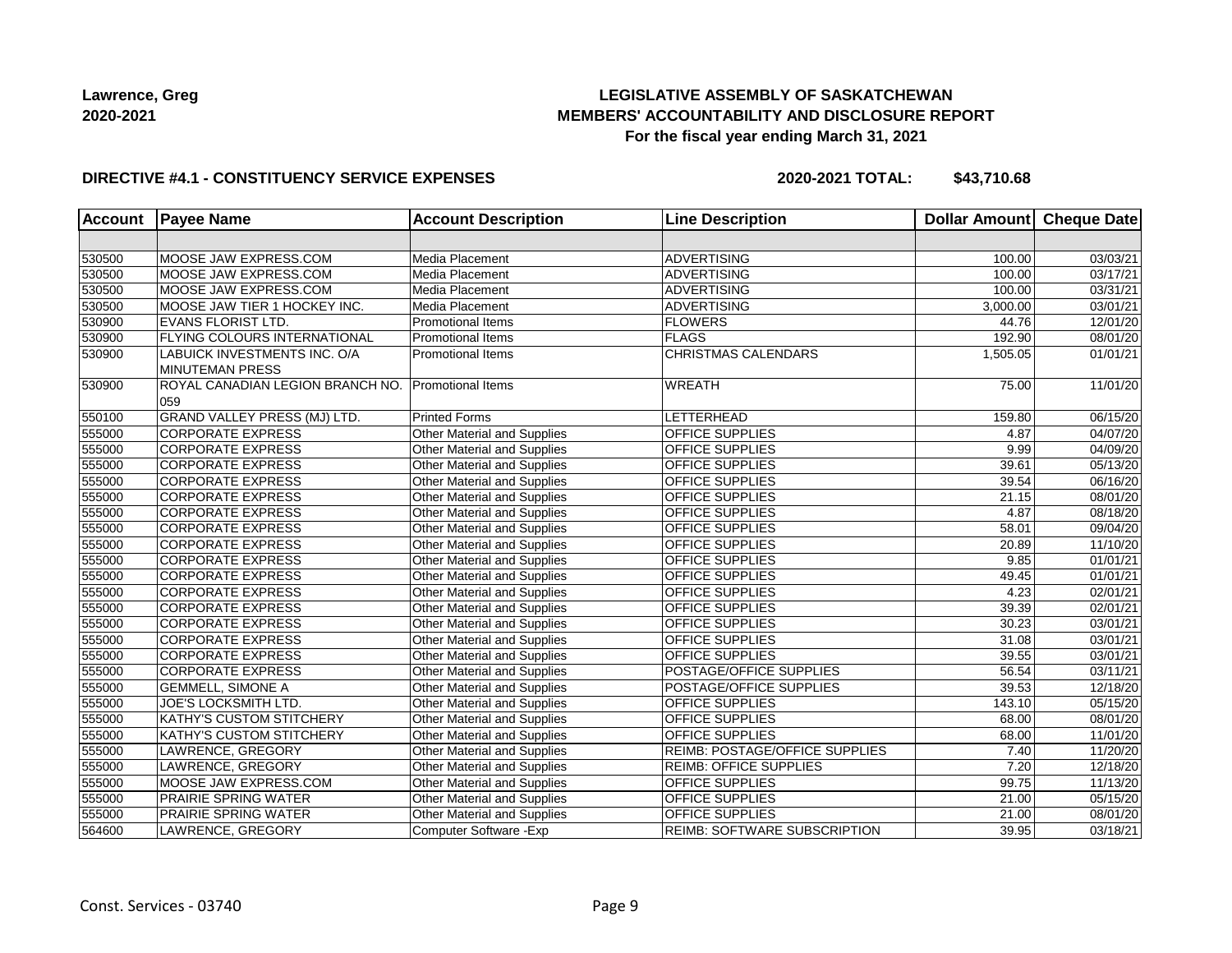**Lawrence, Greg**
**2020-2021**

## LEGISLATIVE ASSEMBLY OF SASKATCHEWAN
## MEMBERS' ACCOUNTABILITY AND DISCLOSURE REPORT
### For the fiscal year ending March 31, 2021

**DIRECTIVE #4.1 - CONSTITUENCY SERVICE EXPENSES** **2020-2021 TOTAL: $43,710.68**

| Account | Payee Name | Account Description | Line Description | Dollar Amount | Cheque Date |
|---|---|---|---|---|---|
| | | | | | |
| 530500 | MOOSE JAW EXPRESS.COM | Media Placement | ADVERTISING | 100.00 | 03/03/21 |
| 530500 | MOOSE JAW EXPRESS.COM | Media Placement | ADVERTISING | 100.00 | 03/17/21 |
| 530500 | MOOSE JAW EXPRESS.COM | Media Placement | ADVERTISING | 100.00 | 03/31/21 |
| 530500 | MOOSE JAW TIER 1 HOCKEY INC. | Media Placement | ADVERTISING | 3,000.00 | 03/01/21 |
| 530900 | EVANS FLORIST LTD. | Promotional Items | FLOWERS | 44.76 | 12/01/20 |
| 530900 | FLYING COLOURS INTERNATIONAL | Promotional Items | FLAGS | 192.90 | 08/01/20 |
| 530900 | LABUICK INVESTMENTS INC. O/A MINUTEMAN PRESS | Promotional Items | CHRISTMAS CALENDARS | 1,505.05 | 01/01/21 |
| 530900 | ROYAL CANADIAN LEGION BRANCH NO. 059 | Promotional Items | WREATH | 75.00 | 11/01/20 |
| 550100 | GRAND VALLEY PRESS (MJ) LTD. | Printed Forms | LETTERHEAD | 159.80 | 06/15/20 |
| 555000 | CORPORATE EXPRESS | Other Material and Supplies | OFFICE SUPPLIES | 4.87 | 04/07/20 |
| 555000 | CORPORATE EXPRESS | Other Material and Supplies | OFFICE SUPPLIES | 9.99 | 04/09/20 |
| 555000 | CORPORATE EXPRESS | Other Material and Supplies | OFFICE SUPPLIES | 39.61 | 05/13/20 |
| 555000 | CORPORATE EXPRESS | Other Material and Supplies | OFFICE SUPPLIES | 39.54 | 06/16/20 |
| 555000 | CORPORATE EXPRESS | Other Material and Supplies | OFFICE SUPPLIES | 21.15 | 08/01/20 |
| 555000 | CORPORATE EXPRESS | Other Material and Supplies | OFFICE SUPPLIES | 4.87 | 08/18/20 |
| 555000 | CORPORATE EXPRESS | Other Material and Supplies | OFFICE SUPPLIES | 58.01 | 09/04/20 |
| 555000 | CORPORATE EXPRESS | Other Material and Supplies | OFFICE SUPPLIES | 20.89 | 11/10/20 |
| 555000 | CORPORATE EXPRESS | Other Material and Supplies | OFFICE SUPPLIES | 9.85 | 01/01/21 |
| 555000 | CORPORATE EXPRESS | Other Material and Supplies | OFFICE SUPPLIES | 49.45 | 01/01/21 |
| 555000 | CORPORATE EXPRESS | Other Material and Supplies | OFFICE SUPPLIES | 4.23 | 02/01/21 |
| 555000 | CORPORATE EXPRESS | Other Material and Supplies | OFFICE SUPPLIES | 39.39 | 02/01/21 |
| 555000 | CORPORATE EXPRESS | Other Material and Supplies | OFFICE SUPPLIES | 30.23 | 03/01/21 |
| 555000 | CORPORATE EXPRESS | Other Material and Supplies | OFFICE SUPPLIES | 31.08 | 03/01/21 |
| 555000 | CORPORATE EXPRESS | Other Material and Supplies | OFFICE SUPPLIES | 39.55 | 03/01/21 |
| 555000 | CORPORATE EXPRESS | Other Material and Supplies | POSTAGE/OFFICE SUPPLIES | 56.54 | 03/11/21 |
| 555000 | GEMMELL, SIMONE A | Other Material and Supplies | POSTAGE/OFFICE SUPPLIES | 39.53 | 12/18/20 |
| 555000 | JOE'S LOCKSMITH LTD. | Other Material and Supplies | OFFICE SUPPLIES | 143.10 | 05/15/20 |
| 555000 | KATHY'S CUSTOM STITCHERY | Other Material and Supplies | OFFICE SUPPLIES | 68.00 | 08/01/20 |
| 555000 | KATHY'S CUSTOM STITCHERY | Other Material and Supplies | OFFICE SUPPLIES | 68.00 | 11/01/20 |
| 555000 | LAWRENCE, GREGORY | Other Material and Supplies | REIMB: POSTAGE/OFFICE SUPPLIES | 7.40 | 11/20/20 |
| 555000 | LAWRENCE, GREGORY | Other Material and Supplies | REIMB: OFFICE SUPPLIES | 7.20 | 12/18/20 |
| 555000 | MOOSE JAW EXPRESS.COM | Other Material and Supplies | OFFICE SUPPLIES | 99.75 | 11/13/20 |
| 555000 | PRAIRIE SPRING WATER | Other Material and Supplies | OFFICE SUPPLIES | 21.00 | 05/15/20 |
| 555000 | PRAIRIE SPRING WATER | Other Material and Supplies | OFFICE SUPPLIES | 21.00 | 08/01/20 |
| 564600 | LAWRENCE, GREGORY | Computer Software -Exp | REIMB: SOFTWARE SUBSCRIPTION | 39.95 | 03/18/21 |

Const. Services - 03740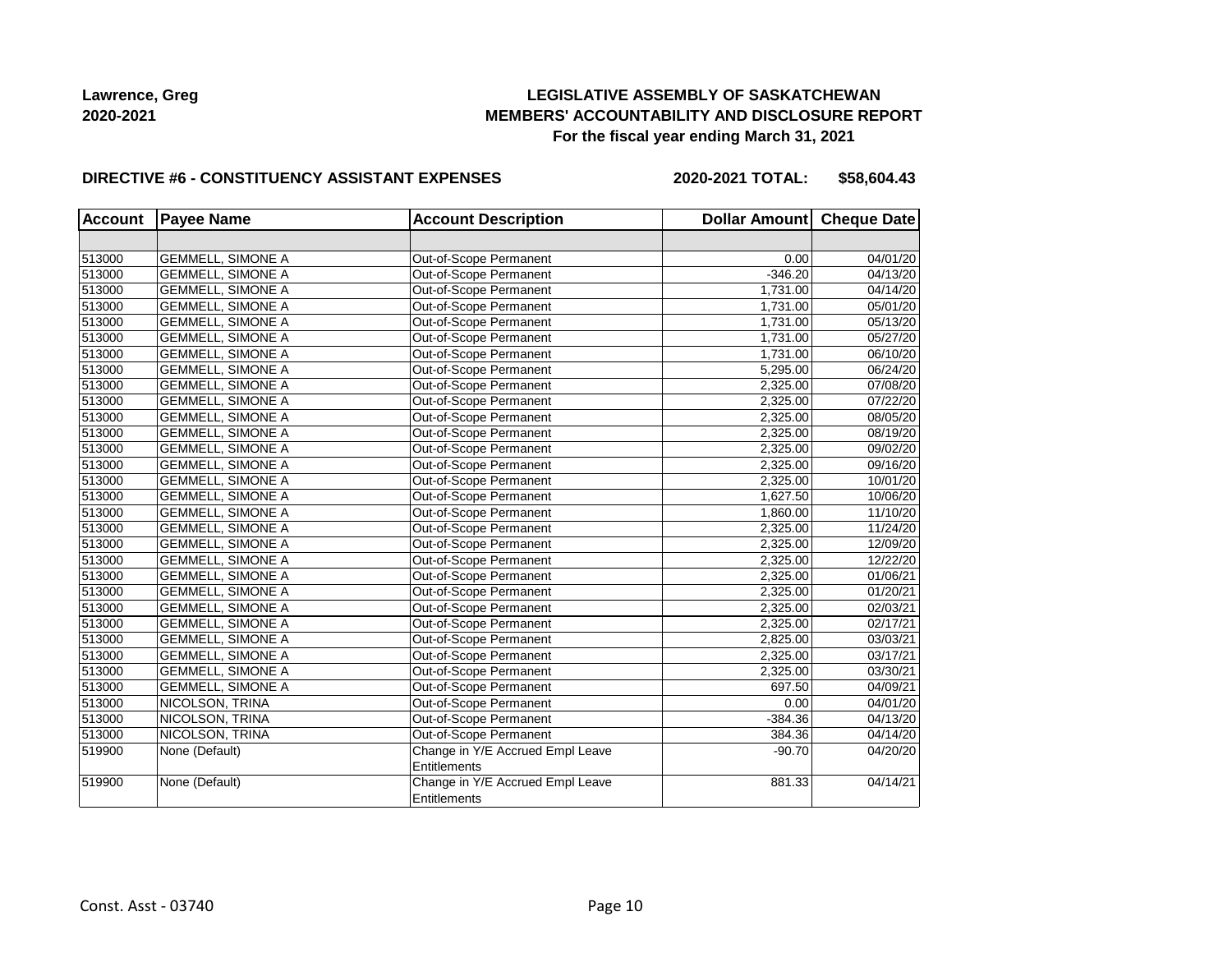**Lawrence, Greg**
**2020-2021**

**LEGISLATIVE ASSEMBLY OF SASKATCHEWAN**
**MEMBERS' ACCOUNTABILITY AND DISCLOSURE REPORT**
**For the fiscal year ending March 31, 2021**

**DIRECTIVE #6 - CONSTITUENCY ASSISTANT EXPENSES** **2020-2021 TOTAL: $58,604.43**

| Account | Payee Name | Account Description | Dollar Amount | Cheque Date |
|---|---|---|---|---|
| | | | | |
| 513000 | GEMMELL, SIMONE A | Out-of-Scope Permanent | 0.00 | 04/01/20 |
| 513000 | GEMMELL, SIMONE A | Out-of-Scope Permanent | -346.20 | 04/13/20 |
| 513000 | GEMMELL, SIMONE A | Out-of-Scope Permanent | 1,731.00 | 04/14/20 |
| 513000 | GEMMELL, SIMONE A | Out-of-Scope Permanent | 1,731.00 | 05/01/20 |
| 513000 | GEMMELL, SIMONE A | Out-of-Scope Permanent | 1,731.00 | 05/13/20 |
| 513000 | GEMMELL, SIMONE A | Out-of-Scope Permanent | 1,731.00 | 05/27/20 |
| 513000 | GEMMELL, SIMONE A | Out-of-Scope Permanent | 1,731.00 | 06/10/20 |
| 513000 | GEMMELL, SIMONE A | Out-of-Scope Permanent | 5,295.00 | 06/24/20 |
| 513000 | GEMMELL, SIMONE A | Out-of-Scope Permanent | 2,325.00 | 07/08/20 |
| 513000 | GEMMELL, SIMONE A | Out-of-Scope Permanent | 2,325.00 | 07/22/20 |
| 513000 | GEMMELL, SIMONE A | Out-of-Scope Permanent | 2,325.00 | 08/05/20 |
| 513000 | GEMMELL, SIMONE A | Out-of-Scope Permanent | 2,325.00 | 08/19/20 |
| 513000 | GEMMELL, SIMONE A | Out-of-Scope Permanent | 2,325.00 | 09/02/20 |
| 513000 | GEMMELL, SIMONE A | Out-of-Scope Permanent | 2,325.00 | 09/16/20 |
| 513000 | GEMMELL, SIMONE A | Out-of-Scope Permanent | 2,325.00 | 10/01/20 |
| 513000 | GEMMELL, SIMONE A | Out-of-Scope Permanent | 1,627.50 | 10/06/20 |
| 513000 | GEMMELL, SIMONE A | Out-of-Scope Permanent | 1,860.00 | 11/10/20 |
| 513000 | GEMMELL, SIMONE A | Out-of-Scope Permanent | 2,325.00 | 11/24/20 |
| 513000 | GEMMELL, SIMONE A | Out-of-Scope Permanent | 2,325.00 | 12/09/20 |
| 513000 | GEMMELL, SIMONE A | Out-of-Scope Permanent | 2,325.00 | 12/22/20 |
| 513000 | GEMMELL, SIMONE A | Out-of-Scope Permanent | 2,325.00 | 01/06/21 |
| 513000 | GEMMELL, SIMONE A | Out-of-Scope Permanent | 2,325.00 | 01/20/21 |
| 513000 | GEMMELL, SIMONE A | Out-of-Scope Permanent | 2,325.00 | 02/03/21 |
| 513000 | GEMMELL, SIMONE A | Out-of-Scope Permanent | 2,325.00 | 02/17/21 |
| 513000 | GEMMELL, SIMONE A | Out-of-Scope Permanent | 2,825.00 | 03/03/21 |
| 513000 | GEMMELL, SIMONE A | Out-of-Scope Permanent | 2,325.00 | 03/17/21 |
| 513000 | GEMMELL, SIMONE A | Out-of-Scope Permanent | 2,325.00 | 03/30/21 |
| 513000 | GEMMELL, SIMONE A | Out-of-Scope Permanent | 697.50 | 04/09/21 |
| 513000 | NICOLSON, TRINA | Out-of-Scope Permanent | 0.00 | 04/01/20 |
| 513000 | NICOLSON, TRINA | Out-of-Scope Permanent | -384.36 | 04/13/20 |
| 513000 | NICOLSON, TRINA | Out-of-Scope Permanent | 384.36 | 04/14/20 |
| 519900 | None (Default) | Change in Y/E Accrued Empl Leave Entitlements | -90.70 | 04/20/20 |
| 519900 | None (Default) | Change in Y/E Accrued Empl Leave Entitlements | 881.33 | 04/14/21 |

Const. Asst - 03740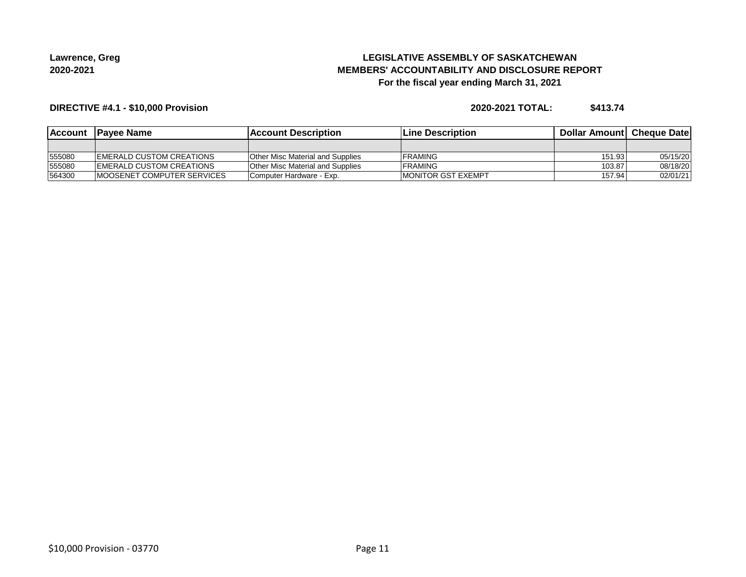**Lawrence, Greg**
**2020-2021**

**LEGISLATIVE ASSEMBLY OF SASKATCHEWAN**
**MEMBERS' ACCOUNTABILITY AND DISCLOSURE REPORT**
**For the fiscal year ending March 31, 2021**

**DIRECTIVE #4.1 - $10,000 Provision** **2020-2021 TOTAL: $413.74**

| Account | Payee Name | Account Description | Line Description | Dollar Amount | Cheque Date |
|---|---|---|---|---|---|
| | | | | | |
| 555080 | EMERALD CUSTOM CREATIONS | Other Misc Material and Supplies | FRAMING | 151.93 | 05/15/20 |
| 555080 | EMERALD CUSTOM CREATIONS | Other Misc Material and Supplies | FRAMING | 103.87 | 08/18/20 |
| 564300 | MOOSENET COMPUTER SERVICES | Computer Hardware - Exp. | MONITOR GST EXEMPT | 157.94 | 02/01/21 |

$10,000 Provision - 03770